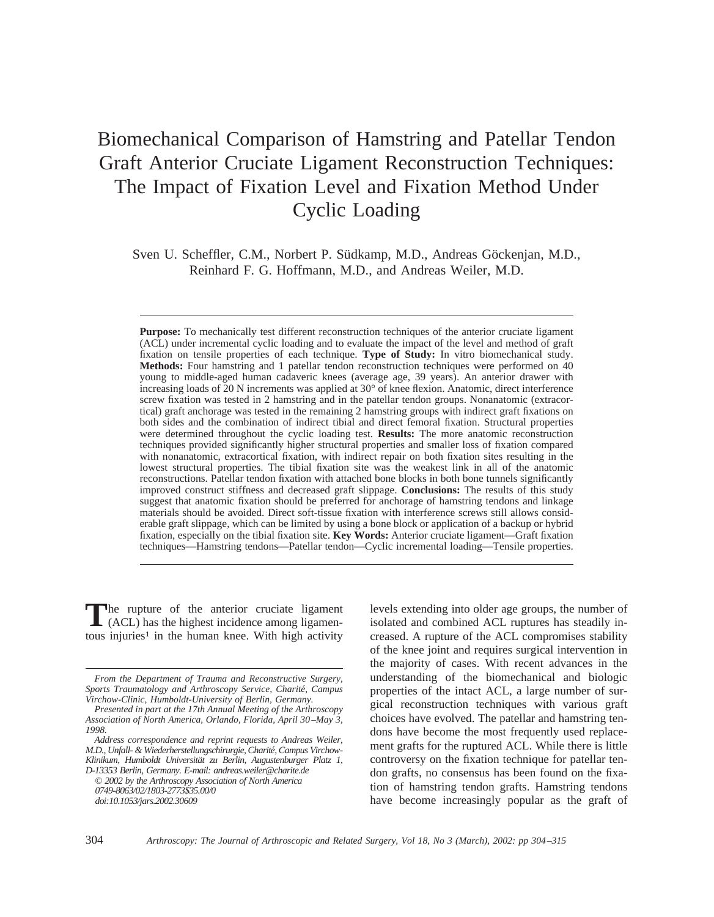# Biomechanical Comparison of Hamstring and Patellar Tendon Graft Anterior Cruciate Ligament Reconstruction Techniques: The Impact of Fixation Level and Fixation Method Under Cyclic Loading

Sven U. Scheffler, C.M., Norbert P. Südkamp, M.D., Andreas Göckenjan, M.D., Reinhard F. G. Hoffmann, M.D., and Andreas Weiler, M.D.

---

**Purpose:** To mechanically test different reconstruction techniques of the anterior cruciate ligament (ACL) under incremental cyclic loading and to evaluate the impact of the level and method of graft fixation on tensile properties of each technique. **Type of Study:** In vitro biomechanical study. **Methods:** Four hamstring and 1 patellar tendon reconstruction techniques were performed on 40 young to middle-aged human cadaveric knees (average age, 39 years). An anterior drawer with increasing loads of 20 N increments was applied at 30° of knee flexion. Anatomic, direct interference screw fixation was tested in 2 hamstring and in the patellar tendon groups. Nonanatomic (extracortical) graft anchorage was tested in the remaining 2 hamstring groups with indirect graft fixations on both sides and the combination of indirect tibial and direct femoral fixation. Structural properties were determined throughout the cyclic loading test. **Results:** The more anatomic reconstruction techniques provided significantly higher structural properties and smaller loss of fixation compared with nonanatomic, extracortical fixation, with indirect repair on both fixation sites resulting in the lowest structural properties. The tibial fixation site was the weakest link in all of the anatomic reconstructions. Patellar tendon fixation with attached bone blocks in both bone tunnels significantly improved construct stiffness and decreased graft slippage. **Conclusions:** The results of this study suggest that anatomic fixation should be preferred for anchorage of hamstring tendons and linkage materials should be avoided. Direct soft-tissue fixation with interference screws still allows considerable graft slippage, which can be limited by using a bone block or application of a backup or hybrid fixation, especially on the tibial fixation site. **Key Words:** Anterior cruciate ligament—Graft fixation techniques—Hamstring tendons—Patellar tendon—Cyclic incremental loading—Tensile properties.

---

The rupture of the anterior cruciate ligament (ACL) has the highest incidence among ligamentous injuries[1] in the human knee. With high activity levels extending into older age groups, the number of isolated and combined ACL ruptures has steadily increased. A rupture of the ACL compromises stability of the knee joint and requires surgical intervention in the majority of cases. With recent advances in the understanding of the biomechanical and biologic properties of the intact ACL, a large number of surgical reconstruction techniques with various graft choices have evolved. The patellar and hamstring tendons have become the most frequently used replacement grafts for the ruptured ACL. While there is little controversy on the fixation technique for patellar tendon grafts, no consensus has been found on the fixation of hamstring tendon grafts. Hamstring tendons have become increasingly popular as the graft of

---

*From the Department of Trauma and Reconstructive Surgery, Sports Traumatology and Arthroscopy Service, Charité, Campus Virchow-Clinic, Humboldt-University of Berlin, Germany.*

*Presented in part at the 17th Annual Meeting of the Arthroscopy Association of North America, Orlando, Florida, April 30–May 3, 1998.*

*Address correspondence and reprint requests to Andreas Weiler, M.D., Unfall- & Wiederherstellungschirurgie, Charité, Campus Virchow-Klinikum, Humboldt Universität zu Berlin, Augustenburger Platz 1, D-13353 Berlin, Germany. E-mail: andreas.weiler@charite.de*

*© 2002 by the Arthroscopy Association of North America*
*0749-8063/02/1803-2773$35.00/0*
*doi:10.1053/jars.2002.30609*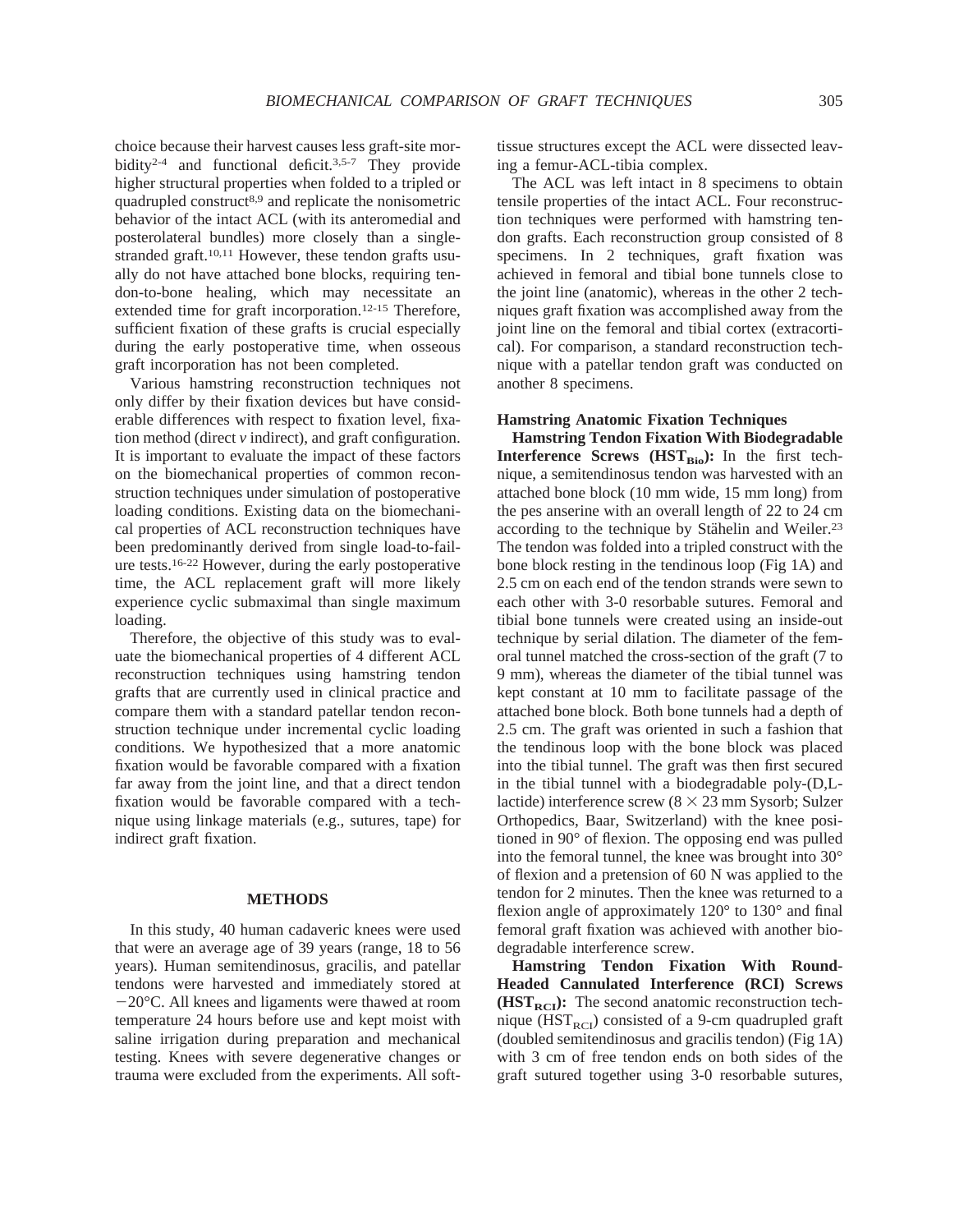choice because their harvest causes less graft-site morbidity[2-4] and functional deficit.[3,5-7] They provide higher structural properties when folded to a tripled or quadrupled construct[8,9] and replicate the nonisometric behavior of the intact ACL (with its anteromedial and posterolateral bundles) more closely than a single-stranded graft.[10,11] However, these tendon grafts usually do not have attached bone blocks, requiring tendon-to-bone healing, which may necessitate an extended time for graft incorporation.[12-15] Therefore, sufficient fixation of these grafts is crucial especially during the early postoperative time, when osseous graft incorporation has not been completed.

Various hamstring reconstruction techniques not only differ by their fixation devices but have considerable differences with respect to fixation level, fixation method (direct *v* indirect), and graft configuration. It is important to evaluate the impact of these factors on the biomechanical properties of common reconstruction techniques under simulation of postoperative loading conditions. Existing data on the biomechanical properties of ACL reconstruction techniques have been predominantly derived from single load-to-failure tests.[16-22] However, during the early postoperative time, the ACL replacement graft will more likely experience cyclic submaximal than single maximum loading.

Therefore, the objective of this study was to evaluate the biomechanical properties of 4 different ACL reconstruction techniques using hamstring tendon grafts that are currently used in clinical practice and compare them with a standard patellar tendon reconstruction technique under incremental cyclic loading conditions. We hypothesized that a more anatomic fixation would be favorable compared with a fixation far away from the joint line, and that a direct tendon fixation would be favorable compared with a technique using linkage materials (e.g., sutures, tape) for indirect graft fixation.

## METHODS

In this study, 40 human cadaveric knees were used that were an average age of 39 years (range, 18 to 56 years). Human semitendinosus, gracilis, and patellar tendons were harvested and immediately stored at −20°C. All knees and ligaments were thawed at room temperature 24 hours before use and kept moist with saline irrigation during preparation and mechanical testing. Knees with severe degenerative changes or trauma were excluded from the experiments. All soft-tissue structures except the ACL were dissected leaving a femur-ACL-tibia complex.

The ACL was left intact in 8 specimens to obtain tensile properties of the intact ACL. Four reconstruction techniques were performed with hamstring tendon grafts. Each reconstruction group consisted of 8 specimens. In 2 techniques, graft fixation was achieved in femoral and tibial bone tunnels close to the joint line (anatomic), whereas in the other 2 techniques graft fixation was accomplished away from the joint line on the femoral and tibial cortex (extracortical). For comparison, a standard reconstruction technique with a patellar tendon graft was conducted on another 8 specimens.

### Hamstring Anatomic Fixation Techniques

**Hamstring Tendon Fixation With Biodegradable Interference Screws ($HST_{Bio}$):** In the first technique, a semitendinosus tendon was harvested with an attached bone block (10 mm wide, 15 mm long) from the pes anserine with an overall length of 22 to 24 cm according to the technique by Stähelin and Weiler.[23] The tendon was folded into a tripled construct with the bone block resting in the tendinous loop (Fig 1A) and 2.5 cm on each end of the tendon strands were sewn to each other with 3-0 resorbable sutures. Femoral and tibial bone tunnels were created using an inside-out technique by serial dilation. The diameter of the femoral tunnel matched the cross-section of the graft (7 to 9 mm), whereas the diameter of the tibial tunnel was kept constant at 10 mm to facilitate passage of the attached bone block. Both bone tunnels had a depth of 2.5 cm. The graft was oriented in such a fashion that the tendinous loop with the bone block was placed into the tibial tunnel. The graft was then first secured in the tibial tunnel with a biodegradable poly-(D,L-lactide) interference screw (8 × 23 mm Sysorb; Sulzer Orthopedics, Baar, Switzerland) with the knee positioned in 90° of flexion. The opposing end was pulled into the femoral tunnel, the knee was brought into 30° of flexion and a pretension of 60 N was applied to the tendon for 2 minutes. Then the knee was returned to a flexion angle of approximately 120° to 130° and final femoral graft fixation was achieved with another biodegradable interference screw.

**Hamstring Tendon Fixation With Round-Headed Cannulated Interference (RCI) Screws ($HST_{RCI}$):** The second anatomic reconstruction technique ($HST_{RCI}$) consisted of a 9-cm quadrupled graft (doubled semitendinosus and gracilis tendon) (Fig 1A) with 3 cm of free tendon ends on both sides of the graft sutured together using 3-0 resorbable sutures,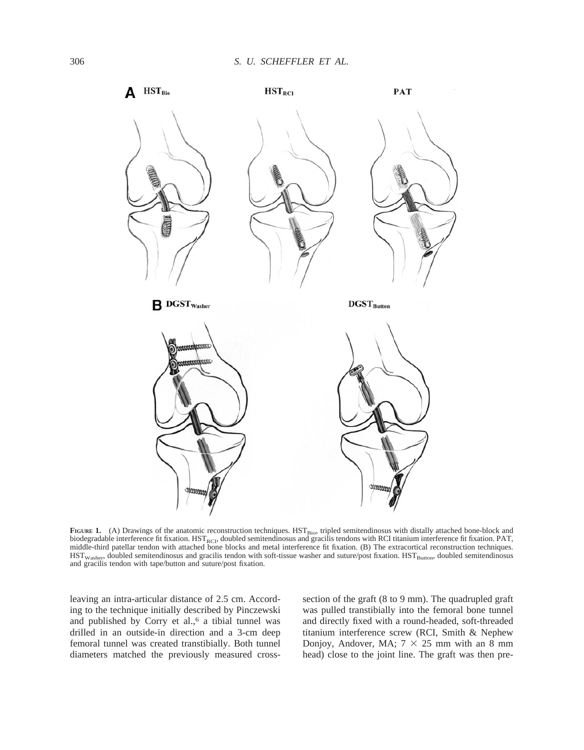**FIGURE 1.** (A) Drawings of the anatomic reconstruction techniques. $HST_{Bio}$, tripled semitendinosus with distally attached bone-block and biodegradable interference fit fixation. $HST_{RCI}$, doubled semitendinosus and gracilis tendons with RCI titanium interference fit fixation. PAT, middle-third patellar tendon with attached bone blocks and metal interference fit fixation. (B) The extracortical reconstruction techniques. $HST_{Washer}$, doubled semitendinosus and gracilis tendon with soft-tissue washer and suture/post fixation. $HST_{Button}$, doubled semitendinosus and gracilis tendon with tape/button and suture/post fixation.

leaving an intra-articular distance of 2.5 cm. According to the technique initially described by Pinczewski and published by Corry et al.,[6] a tibial tunnel was drilled in an outside-in direction and a 3-cm deep femoral tunnel was created transtibially. Both tunnel diameters matched the previously measured cross-section of the graft (8 to 9 mm). The quadrupled graft was pulled transtibially into the femoral bone tunnel and directly fixed with a round-headed, soft-threaded titanium interference screw (RCI, Smith & Nephew Donjoy, Andover, MA; $7 \times 25$ mm with an 8 mm head) close to the joint line. The graft was then pre-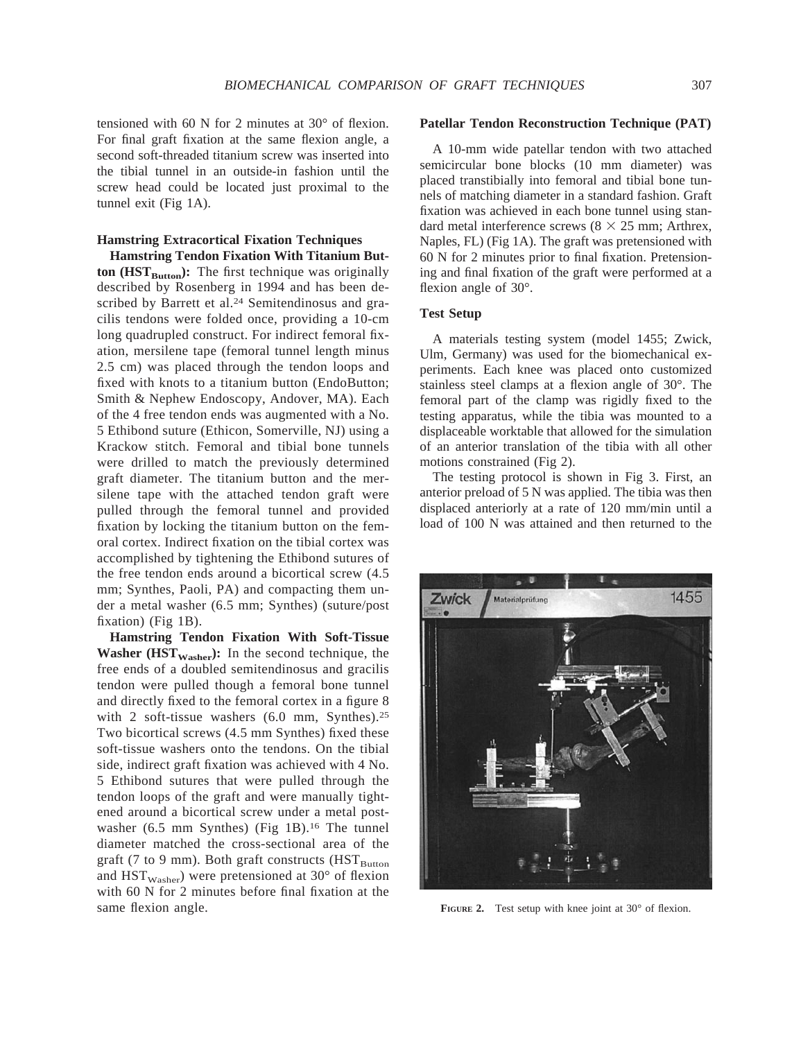tensioned with 60 N for 2 minutes at 30° of flexion. For final graft fixation at the same flexion angle, a second soft-threaded titanium screw was inserted into the tibial tunnel in an outside-in fashion until the screw head could be located just proximal to the tunnel exit (Fig 1A).

### Hamstring Extracortical Fixation Techniques

**Hamstring Tendon Fixation With Titanium Button ($HST_{Button}$):** The first technique was originally described by Rosenberg in 1994 and has been described by Barrett et al.[24] Semitendinosus and gracilis tendons were folded once, providing a 10-cm long quadrupled construct. For indirect femoral fixation, mersilene tape (femoral tunnel length minus 2.5 cm) was placed through the tendon loops and fixed with knots to a titanium button (EndoButton; Smith & Nephew Endoscopy, Andover, MA). Each of the 4 free tendon ends was augmented with a No. 5 Ethibond suture (Ethicon, Somerville, NJ) using a Krackow stitch. Femoral and tibial bone tunnels were drilled to match the previously determined graft diameter. The titanium button and the mersilene tape with the attached tendon graft were pulled through the femoral tunnel and provided fixation by locking the titanium button on the femoral cortex. Indirect fixation on the tibial cortex was accomplished by tightening the Ethibond sutures of the free tendon ends around a bicortical screw (4.5 mm; Synthes, Paoli, PA) and compacting them under a metal washer (6.5 mm; Synthes) (suture/post fixation) (Fig 1B).

**Hamstring Tendon Fixation With Soft-Tissue Washer ($HST_{Washer}$):** In the second technique, the free ends of a doubled semitendinosus and gracilis tendon were pulled though a femoral bone tunnel and directly fixed to the femoral cortex in a figure 8 with 2 soft-tissue washers (6.0 mm, Synthes).[25] Two bicortical screws (4.5 mm Synthes) fixed these soft-tissue washers onto the tendons. On the tibial side, indirect graft fixation was achieved with 4 No. 5 Ethibond sutures that were pulled through the tendon loops of the graft and were manually tightened around a bicortical screw under a metal post-washer (6.5 mm Synthes) (Fig 1B).[16] The tunnel diameter matched the cross-sectional area of the graft (7 to 9 mm). Both graft constructs ($HST_{Button}$ and $HST_{Washer}$) were pretensioned at 30° of flexion with 60 N for 2 minutes before final fixation at the same flexion angle.

### Patellar Tendon Reconstruction Technique (PAT)

A 10-mm wide patellar tendon with two attached semicircular bone blocks (10 mm diameter) was placed transtibially into femoral and tibial bone tunnels of matching diameter in a standard fashion. Graft fixation was achieved in each bone tunnel using standard metal interference screws (8 × 25 mm; Arthrex, Naples, FL) (Fig 1A). The graft was pretensioned with 60 N for 2 minutes prior to final fixation. Pretensioning and final fixation of the graft were performed at a flexion angle of 30°.

### Test Setup

A materials testing system (model 1455; Zwick, Ulm, Germany) was used for the biomechanical experiments. Each knee was placed onto customized stainless steel clamps at a flexion angle of 30°. The femoral part of the clamp was rigidly fixed to the testing apparatus, while the tibia was mounted to a displaceable worktable that allowed for the simulation of an anterior translation of the tibia with all other motions constrained (Fig 2).

The testing protocol is shown in Fig 3. First, an anterior preload of 5 N was applied. The tibia was then displaced anteriorly at a rate of 120 mm/min until a load of 100 N was attained and then returned to the

**FIGURE 2.** Test setup with knee joint at 30° of flexion.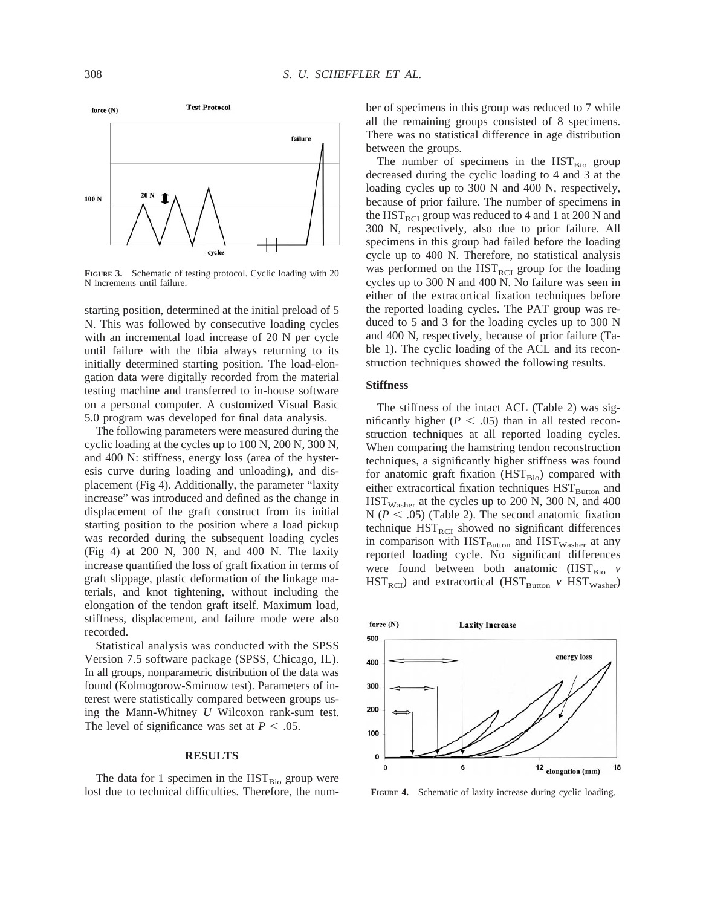FIGURE 3. Schematic of testing protocol. Cyclic loading with 20 N increments until failure.

starting position, determined at the initial preload of 5 N. This was followed by consecutive loading cycles with an incremental load increase of 20 N per cycle until failure with the tibia always returning to its initially determined starting position. The load-elongation data were digitally recorded from the material testing machine and transferred to in-house software on a personal computer. A customized Visual Basic 5.0 program was developed for final data analysis.

The following parameters were measured during the cyclic loading at the cycles up to 100 N, 200 N, 300 N, and 400 N: stiffness, energy loss (area of the hysteresis curve during loading and unloading), and displacement (Fig 4). Additionally, the parameter "laxity increase" was introduced and defined as the change in displacement of the graft construct from its initial starting position to the position where a load pickup was recorded during the subsequent loading cycles (Fig 4) at 200 N, 300 N, and 400 N. The laxity increase quantified the loss of graft fixation in terms of graft slippage, plastic deformation of the linkage materials, and knot tightening, without including the elongation of the tendon graft itself. Maximum load, stiffness, displacement, and failure mode were also recorded.

Statistical analysis was conducted with the SPSS Version 7.5 software package (SPSS, Chicago, IL). In all groups, nonparametric distribution of the data was found (Kolmogorow-Smirnow test). Parameters of interest were statistically compared between groups using the Mann-Whitney *U* Wilcoxon rank-sum test. The level of significance was set at $P < .05$.

## RESULTS

The data for 1 specimen in the $HST_{Bio}$ group were lost due to technical difficulties. Therefore, the number of specimens in this group was reduced to 7 while all the remaining groups consisted of 8 specimens. There was no statistical difference in age distribution between the groups.

The number of specimens in the $HST_{Bio}$ group decreased during the cyclic loading to 4 and 3 at the loading cycles up to 300 N and 400 N, respectively, because of prior failure. The number of specimens in the $HST_{RCI}$ group was reduced to 4 and 1 at 200 N and 300 N, respectively, also due to prior failure. All specimens in this group had failed before the loading cycle up to 400 N. Therefore, no statistical analysis was performed on the $HST_{RCI}$ group for the loading cycles up to 300 N and 400 N. No failure was seen in either of the extracortical fixation techniques before the reported loading cycles. The PAT group was reduced to 5 and 3 for the loading cycles up to 300 N and 400 N, respectively, because of prior failure (Table 1). The cyclic loading of the ACL and its reconstruction techniques showed the following results.

### Stiffness

The stiffness of the intact ACL (Table 2) was significantly higher ($P < .05$) than in all tested reconstruction techniques at all reported loading cycles. When comparing the hamstring tendon reconstruction techniques, a significantly higher stiffness was found for anatomic graft fixation ($HST_{Bio}$) compared with either extracortical fixation techniques $HST_{Button}$ and $HST_{Washer}$ at the cycles up to 200 N, 300 N, and 400 N ($P < .05$) (Table 2). The second anatomic fixation technique $HST_{RCI}$ showed no significant differences in comparison with $HST_{Button}$ and $HST_{Washer}$ at any reported loading cycle. No significant differences were found between both anatomic ($HST_{Bio}$ *v* $HST_{RCI}$) and extracortical ($HST_{Button}$ *v* $HST_{Washer}$)

FIGURE 4. Schematic of laxity increase during cyclic loading.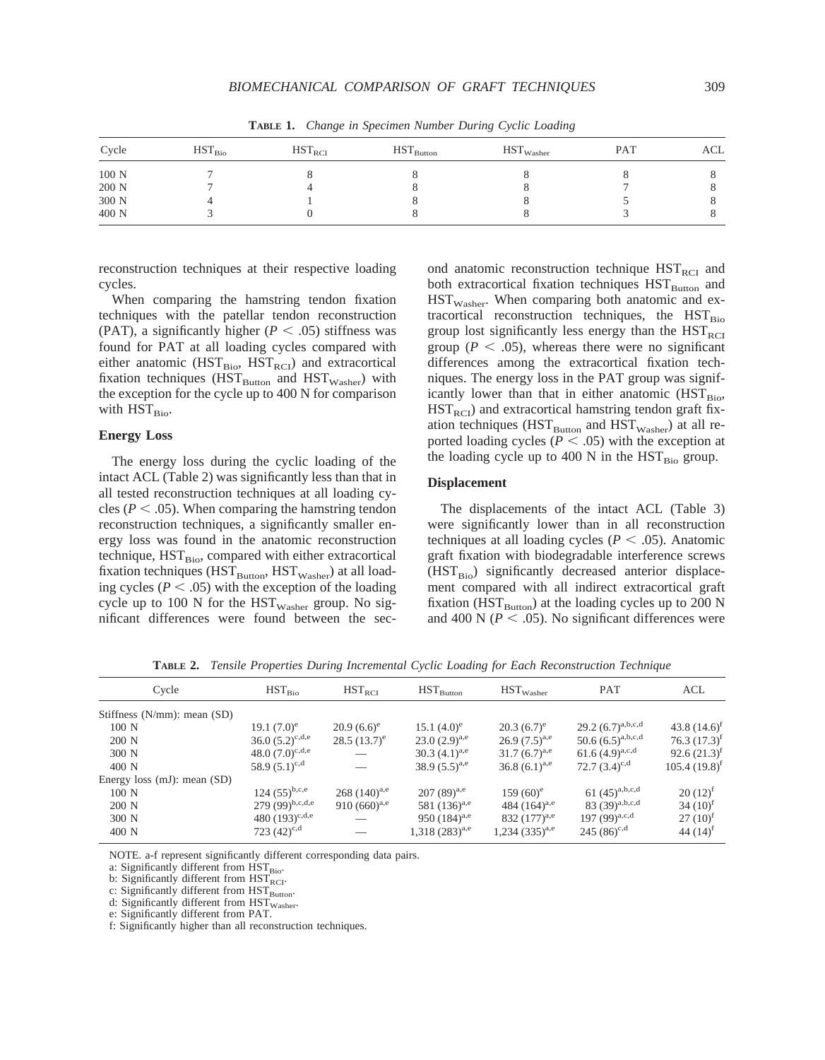**TABLE 1.** *Change in Specimen Number During Cyclic Loading*

| Cycle | $HST_{Bio}$ | $HST_{RCI}$ | $HST_{Button}$ | $HST_{Washer}$ | PAT | ACL |
|---|---|---|---|---|---|---|
| 100 N | 7 | 8 | 8 | 8 | 8 | 8 |
| 200 N | 7 | 4 | 8 | 8 | 7 | 8 |
| 300 N | 4 | 1 | 8 | 8 | 5 | 8 |
| 400 N | 3 | 0 | 8 | 8 | 3 | 8 |

reconstruction techniques at their respective loading cycles.

When comparing the hamstring tendon fixation techniques with the patellar tendon reconstruction (PAT), a significantly higher ($P < .05$) stiffness was found for PAT at all loading cycles compared with either anatomic ($HST_{Bio}$, $HST_{RCI}$) and extracortical fixation techniques ($HST_{Button}$ and $HST_{Washer}$) with the exception for the cycle up to 400 N for comparison with $HST_{Bio}$.

### Energy Loss

The energy loss during the cyclic loading of the intact ACL (Table 2) was significantly less than that in all tested reconstruction techniques at all loading cycles ($P < .05$). When comparing the hamstring tendon reconstruction techniques, a significantly smaller energy loss was found in the anatomic reconstruction technique, $HST_{Bio}$, compared with either extracortical fixation techniques ($HST_{Button}$, $HST_{Washer}$) at all loading cycles ($P < .05$) with the exception of the loading cycle up to 100 N for the $HST_{Washer}$ group. No significant differences were found between the second anatomic reconstruction technique $HST_{RCI}$ and both extracortical fixation techniques $HST_{Button}$ and $HST_{Washer}$. When comparing both anatomic and extracortical reconstruction techniques, the $HST_{Bio}$ group lost significantly less energy than the $HST_{RCI}$ group ($P < .05$), whereas there were no significant differences among the extracortical fixation techniques. The energy loss in the PAT group was significantly lower than that in either anatomic ($HST_{Bio}$, $HST_{RCI}$) and extracortical hamstring tendon graft fixation techniques ($HST_{Button}$ and $HST_{Washer}$) at all reported loading cycles ($P < .05$) with the exception at the loading cycle up to 400 N in the $HST_{Bio}$ group.

### Displacement

The displacements of the intact ACL (Table 3) were significantly lower than in all reconstruction techniques at all loading cycles ($P < .05$). Anatomic graft fixation with biodegradable interference screws ($HST_{Bio}$) significantly decreased anterior displacement compared with all indirect extracortical graft fixation ($HST_{Button}$) at the loading cycles up to 200 N and 400 N ($P < .05$). No significant differences were

**TABLE 2.** *Tensile Properties During Incremental Cyclic Loading for Each Reconstruction Technique*

| Cycle | $HST_{Bio}$ | $HST_{RCI}$ | $HST_{Button}$ | $HST_{Washer}$ | PAT | ACL |
|---|---|---|---|---|---|---|
| Stiffness (N/mm): mean (SD) | | | | | | |
| 100 N | 19.1 (7.0)$^{e}$ | 20.9 (6.6)$^{e}$ | 15.1 (4.0)$^{e}$ | 20.3 (6.7)$^{e}$ | 29.2 (6.7)$^{a,b,c,d}$ | 43.8 (14.6)$^{f}$ |
| 200 N | 36.0 (5.2)$^{c,d,e}$ | 28.5 (13.7)$^{e}$ | 23.0 (2.9)$^{a,e}$ | 26.9 (7.5)$^{a,e}$ | 50.6 (6.5)$^{a,b,c,d}$ | 76.3 (17.3)$^{f}$ |
| 300 N | 48.0 (7.0)$^{c,d,e}$ | — | 30.3 (4.1)$^{a,e}$ | 31.7 (6.7)$^{a,e}$ | 61.6 (4.9)$^{a,c,d}$ | 92.6 (21.3)$^{f}$ |
| 400 N | 58.9 (5.1)$^{c,d}$ | — | 38.9 (5.5)$^{a,e}$ | 36.8 (6.1)$^{a,e}$ | 72.7 (3.4)$^{c,d}$ | 105.4 (19.8)$^{f}$ |
| Energy loss (mJ): mean (SD) | | | | | | |
| 100 N | 124 (55)$^{b,c,e}$ | 268 (140)$^{a,e}$ | 207 (89)$^{a,e}$ | 159 (60)$^{e}$ | 61 (45)$^{a,b,c,d}$ | 20 (12)$^{f}$ |
| 200 N | 279 (99)$^{b,c,d,e}$ | 910 (660)$^{a,e}$ | 581 (136)$^{a,e}$ | 484 (164)$^{a,e}$ | 83 (39)$^{a,b,c,d}$ | 34 (10)$^{f}$ |
| 300 N | 480 (193)$^{c,d,e}$ | — | 950 (184)$^{a,e}$ | 832 (177)$^{a,e}$ | 197 (99)$^{a,c,d}$ | 27 (10)$^{f}$ |
| 400 N | 723 (42)$^{c,d}$ | — | 1,318 (283)$^{a,e}$ | 1,234 (335)$^{a,e}$ | 245 (86)$^{c,d}$ | 44 (14)$^{f}$ |

NOTE. a-f represent significantly different corresponding data pairs.
a: Significantly different from $HST_{Bio}$.
b: Significantly different from $HST_{RCI}$.
c: Significantly different from $HST_{Button}$.
d: Significantly different from $HST_{Washer}$.
e: Significantly different from PAT.
f: Significantly higher than all reconstruction techniques.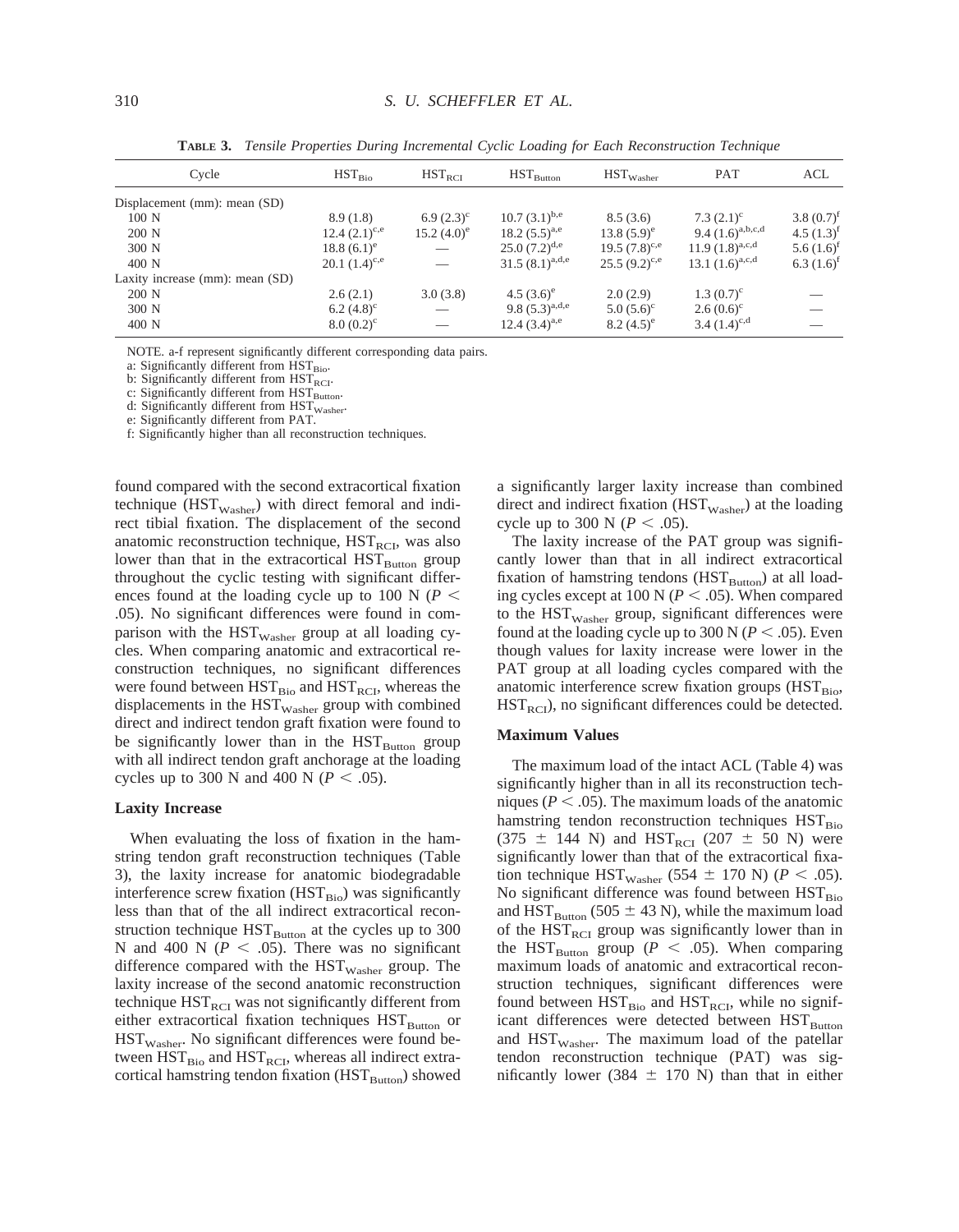**TABLE 3.** *Tensile Properties During Incremental Cyclic Loading for Each Reconstruction Technique*

| Cycle | $HST_{Bio}$ | $HST_{RCI}$ | $HST_{Button}$ | $HST_{Washer}$ | PAT | ACL |
|---|---|---|---|---|---|---|
| Displacement (mm): mean (SD) | | | | | | |
| 100 N | 8.9 (1.8) | 6.9 (2.3)[c] | 10.7 (3.1)[b,e] | 8.5 (3.6) | 7.3 (2.1)[c] | 3.8 (0.7)[f] |
| 200 N | 12.4 (2.1)[c,e] | 15.2 (4.0)[e] | 18.2 (5.5)[a,e] | 13.8 (5.9)[e] | 9.4 (1.6)[a,b,c,d] | 4.5 (1.3)[f] |
| 300 N | 18.8 (6.1)[e] | — | 25.0 (7.2)[d,e] | 19.5 (7.8)[c,e] | 11.9 (1.8)[a,c,d] | 5.6 (1.6)[f] |
| 400 N | 20.1 (1.4)[c,e] | — | 31.5 (8.1)[a,d,e] | 25.5 (9.2)[c,e] | 13.1 (1.6)[a,c,d] | 6.3 (1.6)[f] |
| Laxity increase (mm): mean (SD) | | | | | | |
| 200 N | 2.6 (2.1) | 3.0 (3.8) | 4.5 (3.6)[e] | 2.0 (2.9) | 1.3 (0.7)[c] | — |
| 300 N | 6.2 (4.8)[c] | — | 9.8 (5.3)[a,d,e] | 5.0 (5.6)[c] | 2.6 (0.6)[c] | — |
| 400 N | 8.0 (0.2)[c] | — | 12.4 (3.4)[a,e] | 8.2 (4.5)[e] | 3.4 (1.4)[c,d] | — |

NOTE. a-f represent significantly different corresponding data pairs.

a: Significantly different from $HST_{Bio}$.

b: Significantly different from $HST_{RCI}$.

c: Significantly different from $HST_{Button}$.

d: Significantly different from $HST_{Washer}$.

e: Significantly different from PAT.

f: Significantly higher than all reconstruction techniques.

found compared with the second extracortical fixation technique ($HST_{Washer}$) with direct femoral and indirect tibial fixation. The displacement of the second anatomic reconstruction technique, $HST_{RCI}$, was also lower than that in the extracortical $HST_{Button}$ group throughout the cyclic testing with significant differences found at the loading cycle up to 100 N ($P < .05$). No significant differences were found in comparison with the $HST_{Washer}$ group at all loading cycles. When comparing anatomic and extracortical reconstruction techniques, no significant differences were found between $HST_{Bio}$ and $HST_{RCI}$, whereas the displacements in the $HST_{Washer}$ group with combined direct and indirect tendon graft fixation were found to be significantly lower than in the $HST_{Button}$ group with all indirect tendon graft anchorage at the loading cycles up to 300 N and 400 N ($P < .05$).

### Laxity Increase

When evaluating the loss of fixation in the hamstring tendon graft reconstruction techniques (Table 3), the laxity increase for anatomic biodegradable interference screw fixation ($HST_{Bio}$) was significantly less than that of the all indirect extracortical reconstruction technique $HST_{Button}$ at the cycles up to 300 N and 400 N ($P < .05$). There was no significant difference compared with the $HST_{Washer}$ group. The laxity increase of the second anatomic reconstruction technique $HST_{RCI}$ was not significantly different from either extracortical fixation techniques $HST_{Button}$ or $HST_{Washer}$. No significant differences were found between $HST_{Bio}$ and $HST_{RCI}$, whereas all indirect extracortical hamstring tendon fixation ($HST_{Button}$) showed a significantly larger laxity increase than combined direct and indirect fixation ($HST_{Washer}$) at the loading cycle up to 300 N ($P < .05$).

The laxity increase of the PAT group was significantly lower than that in all indirect extracortical fixation of hamstring tendons ($HST_{Button}$) at all loading cycles except at 100 N ($P < .05$). When compared to the $HST_{Washer}$ group, significant differences were found at the loading cycle up to 300 N ($P < .05$). Even though values for laxity increase were lower in the PAT group at all loading cycles compared with the anatomic interference screw fixation groups ($HST_{Bio}$, $HST_{RCI}$), no significant differences could be detected.

### Maximum Values

The maximum load of the intact ACL (Table 4) was significantly higher than in all its reconstruction techniques ($P < .05$). The maximum loads of the anatomic hamstring tendon reconstruction techniques $HST_{Bio}$ (375 ± 144 N) and $HST_{RCI}$ (207 ± 50 N) were significantly lower than that of the extracortical fixation technique $HST_{Washer}$ (554 ± 170 N) ($P < .05$). No significant difference was found between $HST_{Bio}$ and $HST_{Button}$ (505 ± 43 N), while the maximum load of the $HST_{RCI}$ group was significantly lower than in the $HST_{Button}$ group ($P < .05$). When comparing maximum loads of anatomic and extracortical reconstruction techniques, significant differences were found between $HST_{Bio}$ and $HST_{RCI}$, while no significant differences were detected between $HST_{Button}$ and $HST_{Washer}$. The maximum load of the patellar tendon reconstruction technique (PAT) was significantly lower (384 ± 170 N) than that in either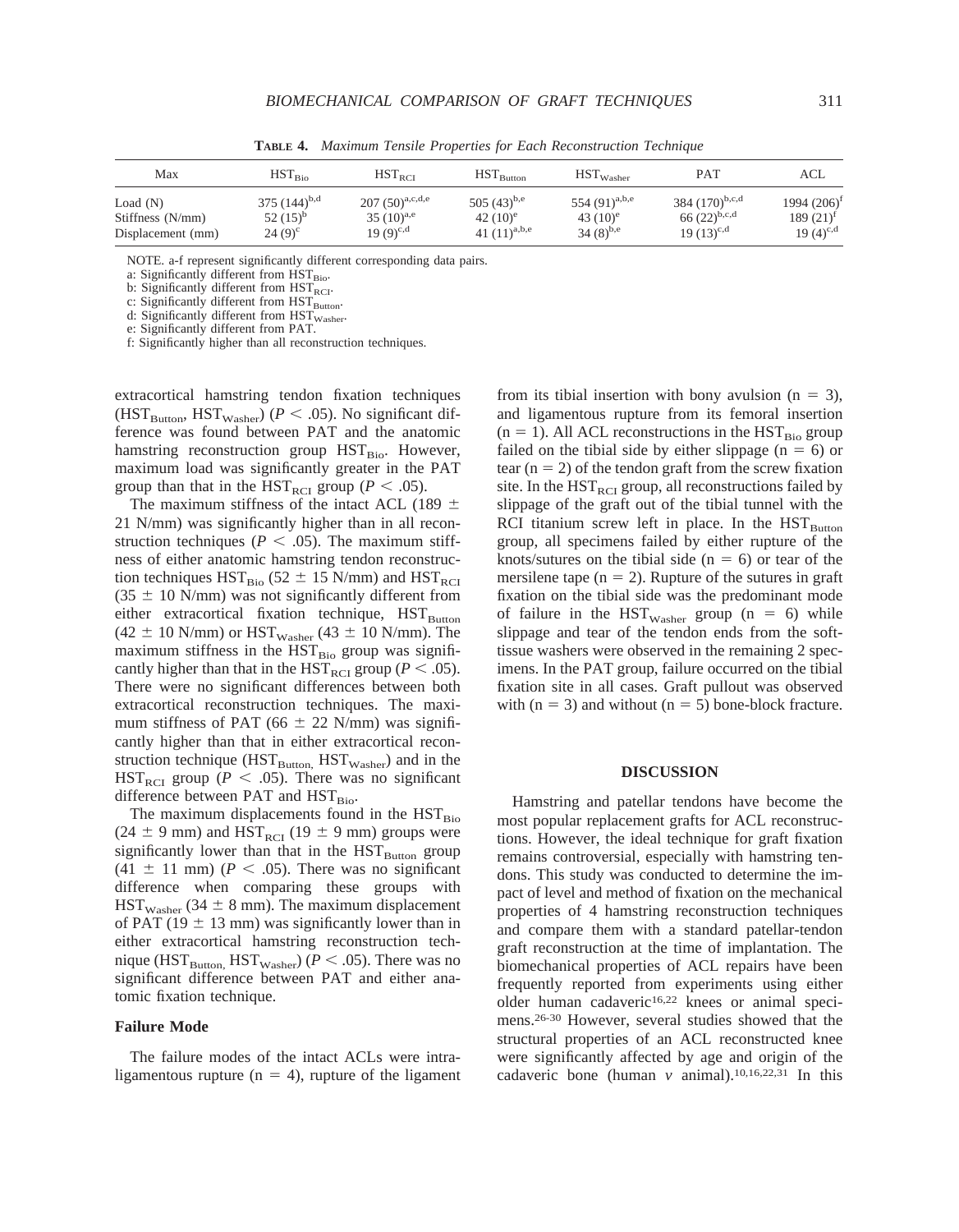**TABLE 4.** *Maximum Tensile Properties for Each Reconstruction Technique*

| Max | $HST_{Bio}$ | $HST_{RCI}$ | $HST_{Button}$ | $HST_{Washer}$ | PAT | ACL |
|---|---|---|---|---|---|---|
| Load (N) | 375 (144)$^{b,d}$ | 207 (50)$^{a,c,d,e}$ | 505 (43)$^{b,e}$ | 554 (91)$^{a,b,e}$ | 384 (170)$^{b,c,d}$ | 1994 (206)$^{f}$ |
| Stiffness (N/mm) | 52 (15)$^{b}$ | 35 (10)$^{a,e}$ | 42 (10)$^{e}$ | 43 (10)$^{e}$ | 66 (22)$^{b,c,d}$ | 189 (21)$^{f}$ |
| Displacement (mm) | 24 (9)$^{c}$ | 19 (9)$^{c,d}$ | 41 (11)$^{a,b,e}$ | 34 (8)$^{b,e}$ | 19 (13)$^{c,d}$ | 19 (4)$^{c,d}$ |

NOTE. a-f represent significantly different corresponding data pairs.

a: Significantly different from $HST_{Bio}$.

b: Significantly different from $HST_{RCI}$.

c: Significantly different from $HST_{Button}$.

d: Significantly different from $HST_{Washer}$.

e: Significantly different from PAT.

f: Significantly higher than all reconstruction techniques.

extracortical hamstring tendon fixation techniques ($HST_{Button}$, $HST_{Washer}$) ($P < .05$). No significant difference was found between PAT and the anatomic hamstring reconstruction group $HST_{Bio}$. However, maximum load was significantly greater in the PAT group than that in the $HST_{RCI}$ group ($P < .05$).

The maximum stiffness of the intact ACL (189 ± 21 N/mm) was significantly higher than in all reconstruction techniques ($P < .05$). The maximum stiffness of either anatomic hamstring tendon reconstruction techniques $HST_{Bio}$ (52 ± 15 N/mm) and $HST_{RCI}$ (35 ± 10 N/mm) was not significantly different from either extracortical fixation technique, $HST_{Button}$ (42 ± 10 N/mm) or $HST_{Washer}$ (43 ± 10 N/mm). The maximum stiffness in the $HST_{Bio}$ group was significantly higher than that in the $HST_{RCI}$ group ($P < .05$). There were no significant differences between both extracortical reconstruction techniques. The maximum stiffness of PAT (66 ± 22 N/mm) was significantly higher than that in either extracortical reconstruction technique ($HST_{Button,}$ $HST_{Washer}$) and in the $HST_{RCI}$ group ($P < .05$). There was no significant difference between PAT and $HST_{Bio}$.

The maximum displacements found in the $HST_{Bio}$ (24 ± 9 mm) and $HST_{RCI}$ (19 ± 9 mm) groups were significantly lower than that in the $HST_{Button}$ group (41 ± 11 mm) ($P < .05$). There was no significant difference when comparing these groups with $HST_{Washer}$ (34 ± 8 mm). The maximum displacement of PAT (19 ± 13 mm) was significantly lower than in either extracortical hamstring reconstruction technique ($HST_{Button,}$ $HST_{Washer}$) ($P < .05$). There was no significant difference between PAT and either anatomic fixation technique.

### Failure Mode

The failure modes of the intact ACLs were intraligamentous rupture (n = 4), rupture of the ligament from its tibial insertion with bony avulsion (n = 3), and ligamentous rupture from its femoral insertion (n = 1). All ACL reconstructions in the $HST_{Bio}$ group failed on the tibial side by either slippage (n = 6) or tear (n = 2) of the tendon graft from the screw fixation site. In the $HST_{RCI}$ group, all reconstructions failed by slippage of the graft out of the tibial tunnel with the RCI titanium screw left in place. In the $HST_{Button}$ group, all specimens failed by either rupture of the knots/sutures on the tibial side (n = 6) or tear of the mersilene tape (n = 2). Rupture of the sutures in graft fixation on the tibial side was the predominant mode of failure in the $HST_{Washer}$ group (n = 6) while slippage and tear of the tendon ends from the soft-tissue washers were observed in the remaining 2 specimens. In the PAT group, failure occurred on the tibial fixation site in all cases. Graft pullout was observed with (n = 3) and without (n = 5) bone-block fracture.

## DISCUSSION

Hamstring and patellar tendons have become the most popular replacement grafts for ACL reconstructions. However, the ideal technique for graft fixation remains controversial, especially with hamstring tendons. This study was conducted to determine the impact of level and method of fixation on the mechanical properties of 4 hamstring reconstruction techniques and compare them with a standard patellar-tendon graft reconstruction at the time of implantation. The biomechanical properties of ACL repairs have been frequently reported from experiments using either older human cadaveric[16,22] knees or animal specimens.[26-30] However, several studies showed that the structural properties of an ACL reconstructed knee were significantly affected by age and origin of the cadaveric bone (human *v* animal).[10,16,22,31] In this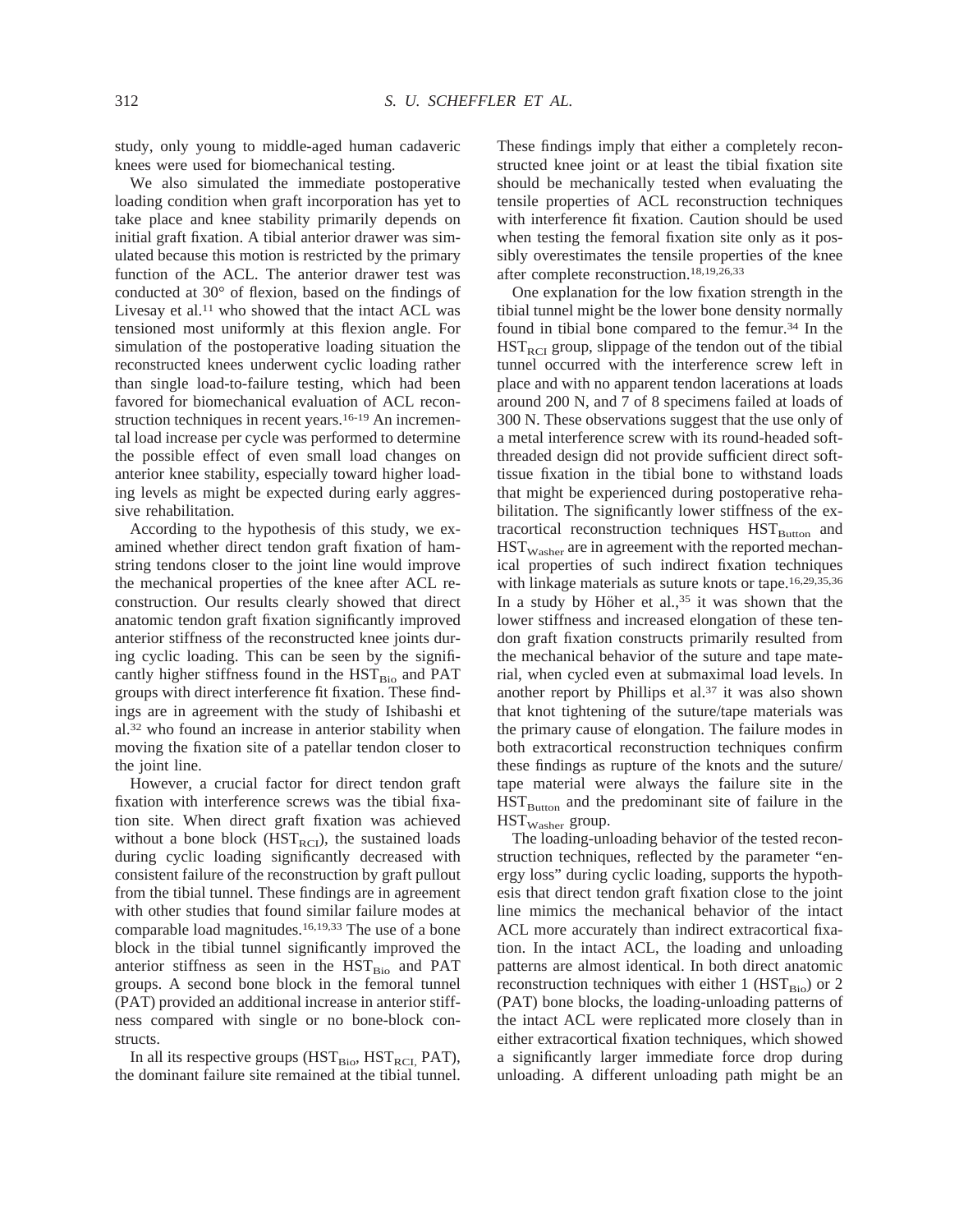study, only young to middle-aged human cadaveric knees were used for biomechanical testing.

We also simulated the immediate postoperative loading condition when graft incorporation has yet to take place and knee stability primarily depends on initial graft fixation. A tibial anterior drawer was simulated because this motion is restricted by the primary function of the ACL. The anterior drawer test was conducted at 30° of flexion, based on the findings of Livesay et al.[11] who showed that the intact ACL was tensioned most uniformly at this flexion angle. For simulation of the postoperative loading situation the reconstructed knees underwent cyclic loading rather than single load-to-failure testing, which had been favored for biomechanical evaluation of ACL reconstruction techniques in recent years.[16-19] An incremental load increase per cycle was performed to determine the possible effect of even small load changes on anterior knee stability, especially toward higher loading levels as might be expected during early aggressive rehabilitation.

According to the hypothesis of this study, we examined whether direct tendon graft fixation of hamstring tendons closer to the joint line would improve the mechanical properties of the knee after ACL reconstruction. Our results clearly showed that direct anatomic tendon graft fixation significantly improved anterior stiffness of the reconstructed knee joints during cyclic loading. This can be seen by the significantly higher stiffness found in the $HST_{Bio}$ and PAT groups with direct interference fit fixation. These findings are in agreement with the study of Ishibashi et al.[32] who found an increase in anterior stability when moving the fixation site of a patellar tendon closer to the joint line.

However, a crucial factor for direct tendon graft fixation with interference screws was the tibial fixation site. When direct graft fixation was achieved without a bone block ($HST_{RCI}$), the sustained loads during cyclic loading significantly decreased with consistent failure of the reconstruction by graft pullout from the tibial tunnel. These findings are in agreement with other studies that found similar failure modes at comparable load magnitudes.[16,19,33] The use of a bone block in the tibial tunnel significantly improved the anterior stiffness as seen in the $HST_{Bio}$ and PAT groups. A second bone block in the femoral tunnel (PAT) provided an additional increase in anterior stiffness compared with single or no bone-block constructs.

In all its respective groups ($HST_{Bio}$, $HST_{RCI}$, PAT), the dominant failure site remained at the tibial tunnel. These findings imply that either a completely reconstructed knee joint or at least the tibial fixation site should be mechanically tested when evaluating the tensile properties of ACL reconstruction techniques with interference fit fixation. Caution should be used when testing the femoral fixation site only as it possibly overestimates the tensile properties of the knee after complete reconstruction.[18,19,26,33]

One explanation for the low fixation strength in the tibial tunnel might be the lower bone density normally found in tibial bone compared to the femur.[34] In the $HST_{RCI}$ group, slippage of the tendon out of the tibial tunnel occurred with the interference screw left in place and with no apparent tendon lacerations at loads around 200 N, and 7 of 8 specimens failed at loads of 300 N. These observations suggest that the use only of a metal interference screw with its round-headed soft-threaded design did not provide sufficient direct soft-tissue fixation in the tibial bone to withstand loads that might be experienced during postoperative rehabilitation. The significantly lower stiffness of the extracortical reconstruction techniques $HST_{Button}$ and $HST_{Washer}$ are in agreement with the reported mechanical properties of such indirect fixation techniques with linkage materials as suture knots or tape.[16,29,35,36] In a study by Höher et al.,[35] it was shown that the lower stiffness and increased elongation of these tendon graft fixation constructs primarily resulted from the mechanical behavior of the suture and tape material, when cycled even at submaximal load levels. In another report by Phillips et al.[37] it was also shown that knot tightening of the suture/tape materials was the primary cause of elongation. The failure modes in both extracortical reconstruction techniques confirm these findings as rupture of the knots and the suture/tape material were always the failure site in the $HST_{Button}$ and the predominant site of failure in the $HST_{Washer}$ group.

The loading-unloading behavior of the tested reconstruction techniques, reflected by the parameter "energy loss" during cyclic loading, supports the hypothesis that direct tendon graft fixation close to the joint line mimics the mechanical behavior of the intact ACL more accurately than indirect extracortical fixation. In the intact ACL, the loading and unloading patterns are almost identical. In both direct anatomic reconstruction techniques with either 1 ($HST_{Bio}$) or 2 (PAT) bone blocks, the loading-unloading patterns of the intact ACL were replicated more closely than in either extracortical fixation techniques, which showed a significantly larger immediate force drop during unloading. A different unloading path might be an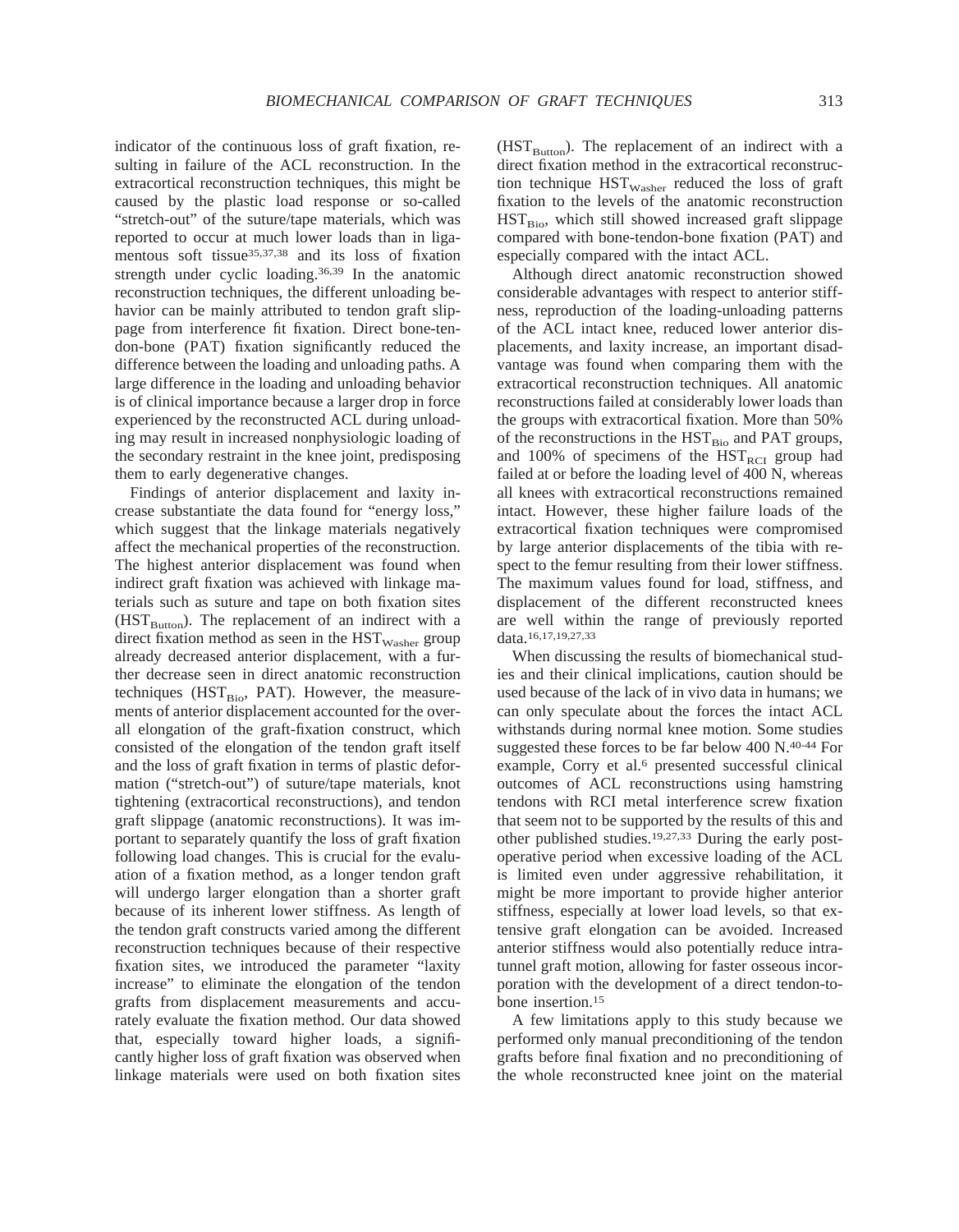indicator of the continuous loss of graft fixation, resulting in failure of the ACL reconstruction. In the extracortical reconstruction techniques, this might be caused by the plastic load response or so-called "stretch-out" of the suture/tape materials, which was reported to occur at much lower loads than in ligamentous soft tissue[35,37,38] and its loss of fixation strength under cyclic loading.[36,39] In the anatomic reconstruction techniques, the different unloading behavior can be mainly attributed to tendon graft slippage from interference fit fixation. Direct bone-tendon-bone (PAT) fixation significantly reduced the difference between the loading and unloading paths. A large difference in the loading and unloading behavior is of clinical importance because a larger drop in force experienced by the reconstructed ACL during unloading may result in increased nonphysiologic loading of the secondary restraint in the knee joint, predisposing them to early degenerative changes.

Findings of anterior displacement and laxity increase substantiate the data found for "energy loss," which suggest that the linkage materials negatively affect the mechanical properties of the reconstruction. The highest anterior displacement was found when indirect graft fixation was achieved with linkage materials such as suture and tape on both fixation sites ($HST_{Button}$). The replacement of an indirect with a direct fixation method as seen in the $HST_{Washer}$ group already decreased anterior displacement, with a further decrease seen in direct anatomic reconstruction techniques ($HST_{Bio}$, PAT). However, the measurements of anterior displacement accounted for the overall elongation of the graft-fixation construct, which consisted of the elongation of the tendon graft itself and the loss of graft fixation in terms of plastic deformation ("stretch-out") of suture/tape materials, knot tightening (extracortical reconstructions), and tendon graft slippage (anatomic reconstructions). It was important to separately quantify the loss of graft fixation following load changes. This is crucial for the evaluation of a fixation method, as a longer tendon graft will undergo larger elongation than a shorter graft because of its inherent lower stiffness. As length of the tendon graft constructs varied among the different reconstruction techniques because of their respective fixation sites, we introduced the parameter "laxity increase" to eliminate the elongation of the tendon grafts from displacement measurements and accurately evaluate the fixation method. Our data showed that, especially toward higher loads, a significantly higher loss of graft fixation was observed when linkage materials were used on both fixation sites ($HST_{Button}$). The replacement of an indirect with a direct fixation method in the extracortical reconstruction technique $HST_{Washer}$ reduced the loss of graft fixation to the levels of the anatomic reconstruction $HST_{Bio}$, which still showed increased graft slippage compared with bone-tendon-bone fixation (PAT) and especially compared with the intact ACL.

Although direct anatomic reconstruction showed considerable advantages with respect to anterior stiffness, reproduction of the loading-unloading patterns of the ACL intact knee, reduced lower anterior displacements, and laxity increase, an important disadvantage was found when comparing them with the extracortical reconstruction techniques. All anatomic reconstructions failed at considerably lower loads than the groups with extracortical fixation. More than 50% of the reconstructions in the $HST_{Bio}$ and PAT groups, and 100% of specimens of the $HST_{RCI}$ group had failed at or before the loading level of 400 N, whereas all knees with extracortical reconstructions remained intact. However, these higher failure loads of the extracortical fixation techniques were compromised by large anterior displacements of the tibia with respect to the femur resulting from their lower stiffness. The maximum values found for load, stiffness, and displacement of the different reconstructed knees are well within the range of previously reported data.[16,17,19,27,33]

When discussing the results of biomechanical studies and their clinical implications, caution should be used because of the lack of in vivo data in humans; we can only speculate about the forces the intact ACL withstands during normal knee motion. Some studies suggested these forces to be far below 400 N.[40-44] For example, Corry et al.[6] presented successful clinical outcomes of ACL reconstructions using hamstring tendons with RCI metal interference screw fixation that seem not to be supported by the results of this and other published studies.[19,27,33] During the early postoperative period when excessive loading of the ACL is limited even under aggressive rehabilitation, it might be more important to provide higher anterior stiffness, especially at lower load levels, so that extensive graft elongation can be avoided. Increased anterior stiffness would also potentially reduce intratunnel graft motion, allowing for faster osseous incorporation with the development of a direct tendon-to-bone insertion.[15]

A few limitations apply to this study because we performed only manual preconditioning of the tendon grafts before final fixation and no preconditioning of the whole reconstructed knee joint on the material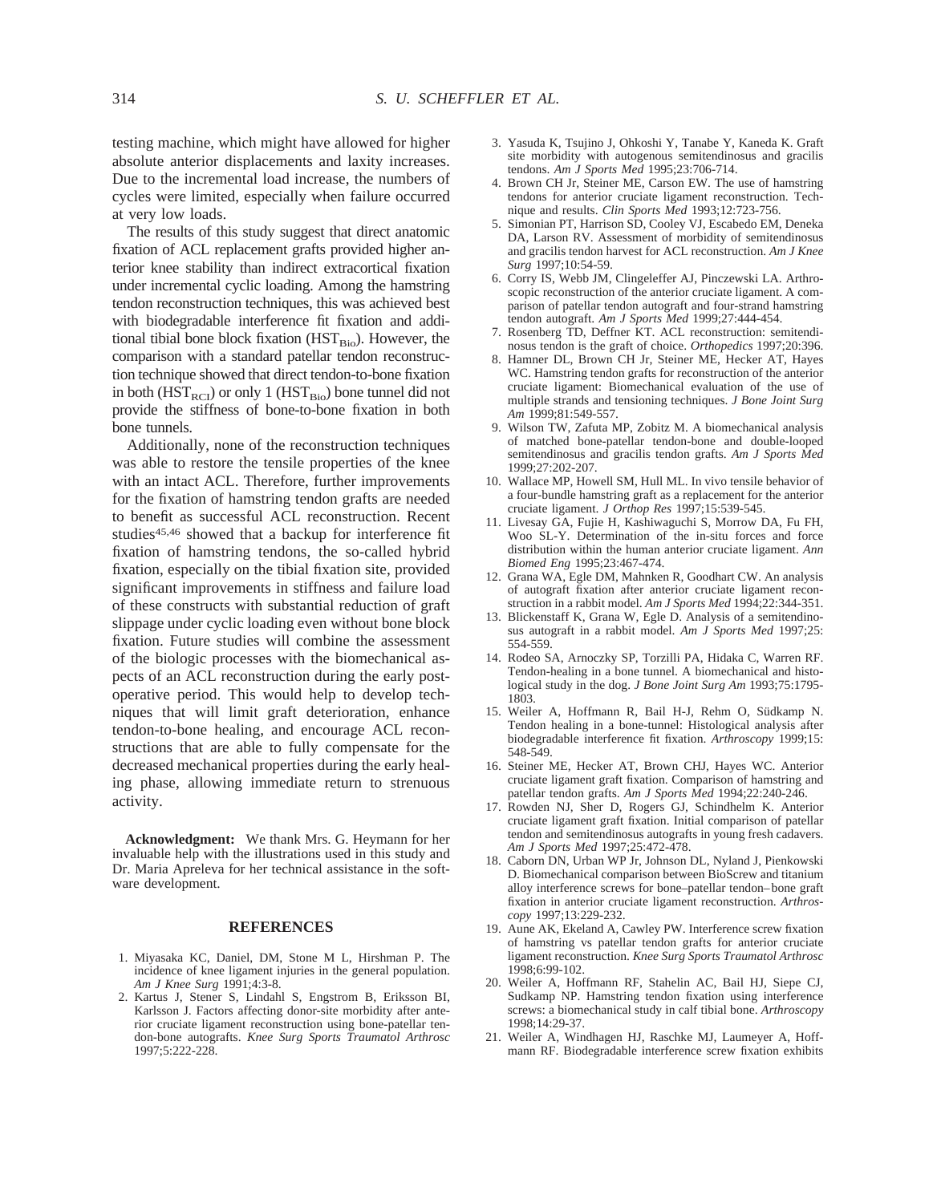testing machine, which might have allowed for higher absolute anterior displacements and laxity increases. Due to the incremental load increase, the numbers of cycles were limited, especially when failure occurred at very low loads.

The results of this study suggest that direct anatomic fixation of ACL replacement grafts provided higher anterior knee stability than indirect extracortical fixation under incremental cyclic loading. Among the hamstring tendon reconstruction techniques, this was achieved best with biodegradable interference fit fixation and additional tibial bone block fixation ($HST_{Bio}$). However, the comparison with a standard patellar tendon reconstruction technique showed that direct tendon-to-bone fixation in both ($HST_{RCI}$) or only 1 ($HST_{Bio}$) bone tunnel did not provide the stiffness of bone-to-bone fixation in both bone tunnels.

Additionally, none of the reconstruction techniques was able to restore the tensile properties of the knee with an intact ACL. Therefore, further improvements for the fixation of hamstring tendon grafts are needed to benefit as successful ACL reconstruction. Recent studies[45,46] showed that a backup for interference fit fixation of hamstring tendons, the so-called hybrid fixation, especially on the tibial fixation site, provided significant improvements in stiffness and failure load of these constructs with substantial reduction of graft slippage under cyclic loading even without bone block fixation. Future studies will combine the assessment of the biologic processes with the biomechanical aspects of an ACL reconstruction during the early postoperative period. This would help to develop techniques that will limit graft deterioration, enhance tendon-to-bone healing, and encourage ACL reconstructions that are able to fully compensate for the decreased mechanical properties during the early healing phase, allowing immediate return to strenuous activity.

**Acknowledgment:** We thank Mrs. G. Heymann for her invaluable help with the illustrations used in this study and Dr. Maria Apreleva for her technical assistance in the software development.

## REFERENCES

1. Miyasaka KC, Daniel, DM, Stone M L, Hirshman P. The incidence of knee ligament injuries in the general population. *Am J Knee Surg* 1991;4:3-8.
2. Kartus J, Stener S, Lindahl S, Engstrom B, Eriksson BI, Karlsson J. Factors affecting donor-site morbidity after anterior cruciate ligament reconstruction using bone-patellar tendon-bone autografts. *Knee Surg Sports Traumatol Arthrosc* 1997;5:222-228.
3. Yasuda K, Tsujino J, Ohkoshi Y, Tanabe Y, Kaneda K. Graft site morbidity with autogenous semitendinosus and gracilis tendons. *Am J Sports Med* 1995;23:706-714.
4. Brown CH Jr, Steiner ME, Carson EW. The use of hamstring tendons for anterior cruciate ligament reconstruction. Technique and results. *Clin Sports Med* 1993;12:723-756.
5. Simonian PT, Harrison SD, Cooley VJ, Escabedo EM, Deneka DA, Larson RV. Assessment of morbidity of semitendinosus and gracilis tendon harvest for ACL reconstruction. *Am J Knee Surg* 1997;10:54-59.
6. Corry IS, Webb JM, Clingeleffer AJ, Pinczewski LA. Arthroscopic reconstruction of the anterior cruciate ligament. A comparison of patellar tendon autograft and four-strand hamstring tendon autograft. *Am J Sports Med* 1999;27:444-454.
7. Rosenberg TD, Deffner KT. ACL reconstruction: semitendinosus tendon is the graft of choice. *Orthopedics* 1997;20:396.
8. Hamner DL, Brown CH Jr, Steiner ME, Hecker AT, Hayes WC. Hamstring tendon grafts for reconstruction of the anterior cruciate ligament: Biomechanical evaluation of the use of multiple strands and tensioning techniques. *J Bone Joint Surg Am* 1999;81:549-557.
9. Wilson TW, Zafuta MP, Zobitz M. A biomechanical analysis of matched bone-patellar tendon-bone and double-looped semitendinosus and gracilis tendon grafts. *Am J Sports Med* 1999;27:202-207.
10. Wallace MP, Howell SM, Hull ML. In vivo tensile behavior of a four-bundle hamstring graft as a replacement for the anterior cruciate ligament. *J Orthop Res* 1997;15:539-545.
11. Livesay GA, Fujie H, Kashiwaguchi S, Morrow DA, Fu FH, Woo SL-Y. Determination of the in-situ forces and force distribution within the human anterior cruciate ligament. *Ann Biomed Eng* 1995;23:467-474.
12. Grana WA, Egle DM, Mahnken R, Goodhart CW. An analysis of autograft fixation after anterior cruciate ligament reconstruction in a rabbit model. *Am J Sports Med* 1994;22:344-351.
13. Blickenstaff K, Grana W, Egle D. Analysis of a semitendinosus autograft in a rabbit model. *Am J Sports Med* 1997;25:554-559.
14. Rodeo SA, Arnoczky SP, Torzilli PA, Hidaka C, Warren RF. Tendon-healing in a bone tunnel. A biomechanical and histological study in the dog. *J Bone Joint Surg Am* 1993;75:1795-1803.
15. Weiler A, Hoffmann R, Bail H-J, Rehm O, Südkamp N. Tendon healing in a bone-tunnel: Histological analysis after biodegradable interference fit fixation. *Arthroscopy* 1999;15:548-549.
16. Steiner ME, Hecker AT, Brown CHJ, Hayes WC. Anterior cruciate ligament graft fixation. Comparison of hamstring and patellar tendon grafts. *Am J Sports Med* 1994;22:240-246.
17. Rowden NJ, Sher D, Rogers GJ, Schindhelm K. Anterior cruciate ligament graft fixation. Initial comparison of patellar tendon and semitendinosus autografts in young fresh cadavers. *Am J Sports Med* 1997;25:472-478.
18. Caborn DN, Urban WP Jr, Johnson DL, Nyland J, Pienkowski D. Biomechanical comparison between BioScrew and titanium alloy interference screws for bone–patellar tendon–bone graft fixation in anterior cruciate ligament reconstruction. *Arthroscopy* 1997;13:229-232.
19. Aune AK, Ekeland A, Cawley PW. Interference screw fixation of hamstring vs patellar tendon grafts for anterior cruciate ligament reconstruction. *Knee Surg Sports Traumatol Arthrosc* 1998;6:99-102.
20. Weiler A, Hoffmann RF, Stahelin AC, Bail HJ, Siepe CJ, Sudkamp NP. Hamstring tendon fixation using interference screws: a biomechanical study in calf tibial bone. *Arthroscopy* 1998;14:29-37.
21. Weiler A, Windhagen HJ, Raschke MJ, Laumeyer A, Hoffmann RF. Biodegradable interference screw fixation exhibits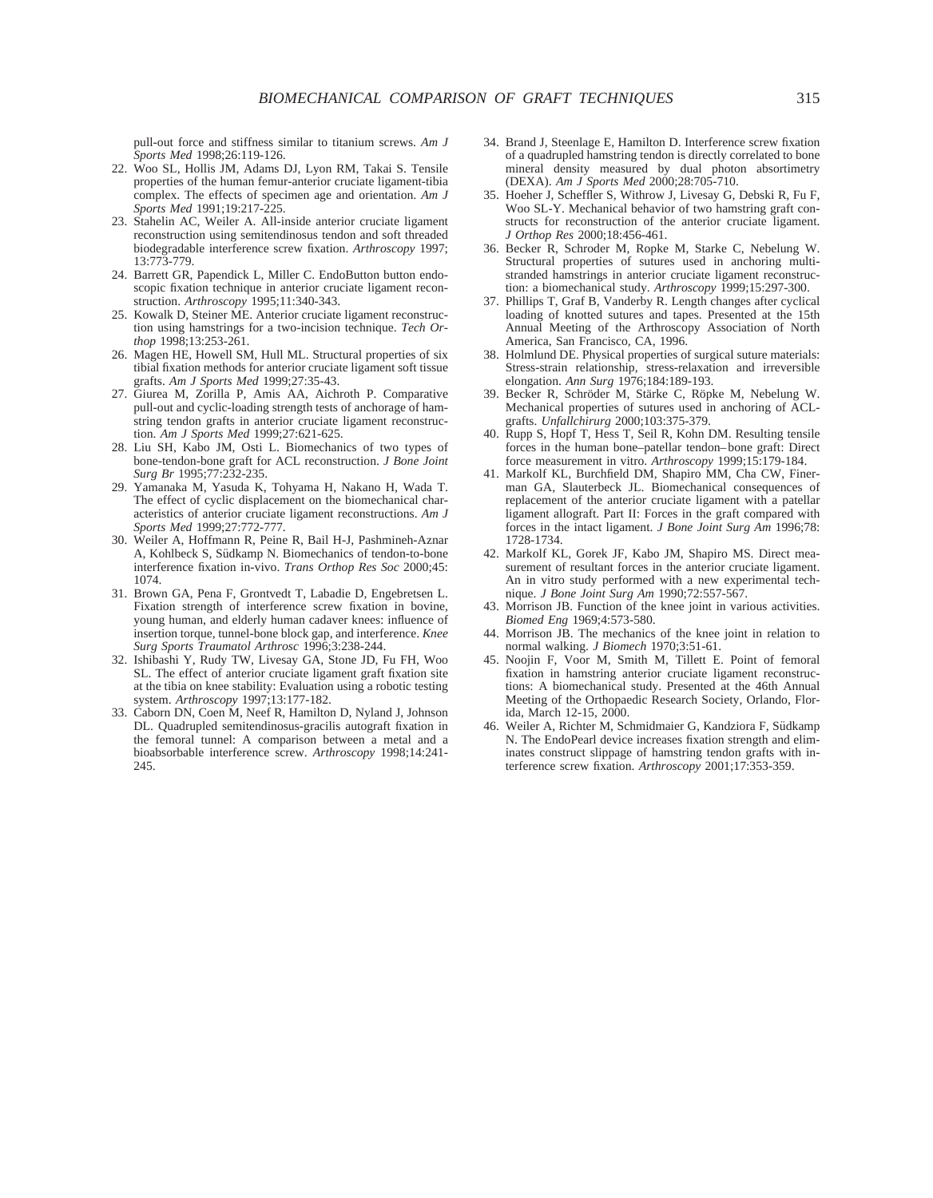pull-out force and stiffness similar to titanium screws. *Am J Sports Med* 1998;26:119-126.

22. Woo SL, Hollis JM, Adams DJ, Lyon RM, Takai S. Tensile properties of the human femur-anterior cruciate ligament-tibia complex. The effects of specimen age and orientation. *Am J Sports Med* 1991;19:217-225.
23. Stahelin AC, Weiler A. All-inside anterior cruciate ligament reconstruction using semitendinosus tendon and soft threaded biodegradable interference screw fixation. *Arthroscopy* 1997; 13:773-779.
24. Barrett GR, Papendick L, Miller C. EndoButton button endoscopic fixation technique in anterior cruciate ligament reconstruction. *Arthroscopy* 1995;11:340-343.
25. Kowalk D, Steiner ME. Anterior cruciate ligament reconstruction using hamstrings for a two-incision technique. *Tech Orthop* 1998;13:253-261.
26. Magen HE, Howell SM, Hull ML. Structural properties of six tibial fixation methods for anterior cruciate ligament soft tissue grafts. *Am J Sports Med* 1999;27:35-43.
27. Giurea M, Zorilla P, Amis AA, Aichroth P. Comparative pull-out and cyclic-loading strength tests of anchorage of hamstring tendon grafts in anterior cruciate ligament reconstruction. *Am J Sports Med* 1999;27:621-625.
28. Liu SH, Kabo JM, Osti L. Biomechanics of two types of bone-tendon-bone graft for ACL reconstruction. *J Bone Joint Surg Br* 1995;77:232-235.
29. Yamanaka M, Yasuda K, Tohyama H, Nakano H, Wada T. The effect of cyclic displacement on the biomechanical characteristics of anterior cruciate ligament reconstructions. *Am J Sports Med* 1999;27:772-777.
30. Weiler A, Hoffmann R, Peine R, Bail H-J, Pashmineh-Aznar A, Kohlbeck S, Südkamp N. Biomechanics of tendon-to-bone interference fixation in-vivo. *Trans Orthop Res Soc* 2000;45: 1074.
31. Brown GA, Pena F, Grontvedt T, Labadie D, Engebretsen L. Fixation strength of interference screw fixation in bovine, young human, and elderly human cadaver knees: influence of insertion torque, tunnel-bone block gap, and interference. *Knee Surg Sports Traumatol Arthrosc* 1996;3:238-244.
32. Ishibashi Y, Rudy TW, Livesay GA, Stone JD, Fu FH, Woo SL. The effect of anterior cruciate ligament graft fixation site at the tibia on knee stability: Evaluation using a robotic testing system. *Arthroscopy* 1997;13:177-182.
33. Caborn DN, Coen M, Neef R, Hamilton D, Nyland J, Johnson DL. Quadrupled semitendinosus-gracilis autograft fixation in the femoral tunnel: A comparison between a metal and a bioabsorbable interference screw. *Arthroscopy* 1998;14:241-245.
34. Brand J, Steenlage E, Hamilton D. Interference screw fixation of a quadrupled hamstring tendon is directly correlated to bone mineral density measured by dual photon absortimetry (DEXA). *Am J Sports Med* 2000;28:705-710.
35. Hoeher J, Scheffler S, Withrow J, Livesay G, Debski R, Fu F, Woo SL-Y. Mechanical behavior of two hamstring graft constructs for reconstruction of the anterior cruciate ligament. *J Orthop Res* 2000;18:456-461.
36. Becker R, Schroder M, Ropke M, Starke C, Nebelung W. Structural properties of sutures used in anchoring multistranded hamstrings in anterior cruciate ligament reconstruction: a biomechanical study. *Arthroscopy* 1999;15:297-300.
37. Phillips T, Graf B, Vanderby R. Length changes after cyclical loading of knotted sutures and tapes. Presented at the 15th Annual Meeting of the Arthroscopy Association of North America, San Francisco, CA, 1996.
38. Holmlund DE. Physical properties of surgical suture materials: Stress-strain relationship, stress-relaxation and irreversible elongation. *Ann Surg* 1976;184:189-193.
39. Becker R, Schröder M, Stärke C, Röpke M, Nebelung W. Mechanical properties of sutures used in anchoring of ACL-grafts. *Unfallchirurg* 2000;103:375-379.
40. Rupp S, Hopf T, Hess T, Seil R, Kohn DM. Resulting tensile forces in the human bone–patellar tendon–bone graft: Direct force measurement in vitro. *Arthroscopy* 1999;15:179-184.
41. Markolf KL, Burchfield DM, Shapiro MM, Cha CW, Finerman GA, Slauterbeck JL. Biomechanical consequences of replacement of the anterior cruciate ligament with a patellar ligament allograft. Part II: Forces in the graft compared with forces in the intact ligament. *J Bone Joint Surg Am* 1996;78: 1728-1734.
42. Markolf KL, Gorek JF, Kabo JM, Shapiro MS. Direct measurement of resultant forces in the anterior cruciate ligament. An in vitro study performed with a new experimental technique. *J Bone Joint Surg Am* 1990;72:557-567.
43. Morrison JB. Function of the knee joint in various activities. *Biomed Eng* 1969;4:573-580.
44. Morrison JB. The mechanics of the knee joint in relation to normal walking. *J Biomech* 1970;3:51-61.
45. Noojin F, Voor M, Smith M, Tillett E. Point of femoral fixation in hamstring anterior cruciate ligament reconstructions: A biomechanical study. Presented at the 46th Annual Meeting of the Orthopaedic Research Society, Orlando, Florida, March 12-15, 2000.
46. Weiler A, Richter M, Schmidmaier G, Kandziora F, Südkamp N. The EndoPearl device increases fixation strength and eliminates construct slippage of hamstring tendon grafts with interference screw fixation. *Arthroscopy* 2001;17:353-359.